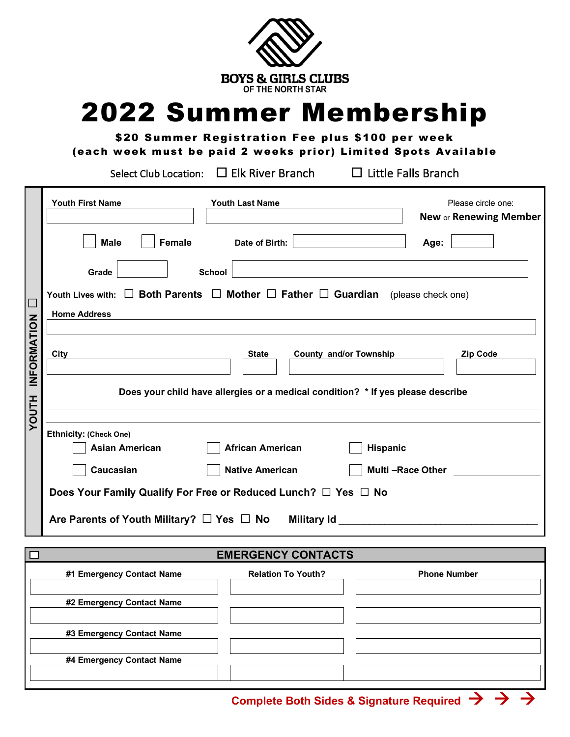BOYS & GIRLS CLUBS
OF THE NORTH STAR

# 2022 Summer Membership

**$20 Summer Registration Fee plus $100 per week**
**(each week must be paid 2 weeks prior) Limited Spots Available**

Select Club Location: ☐ Elk River Branch ☐ Little Falls Branch

## ☐ YOUTH INFORMATION

**Youth First Name** ____________ **Youth Last Name** ____________ Please circle one: **New** or **Renewing Member**

☐ **Male** ☐ **Female** **Date of Birth:** ____________ **Age:** ______

**Grade** ______ **School** ____________

**Youth Lives with:** ☐ **Both Parents** ☐ **Mother** ☐ **Father** ☐ **Guardian** (please check one)

**Home Address** ____________

**City** ____________ **State** ______ **County and/or Township** ____________ **Zip Code** ______

**Does your child have allergies or a medical condition? * If yes please describe**

______________________________________________

______________________________________________

**Ethnicity:** (Check One)

☐ **Asian American** ☐ **African American** ☐ **Hispanic**

☐ **Caucasian** ☐ **Native American** ☐ **Multi –Race Other** ____________

**Does Your Family Qualify For Free or Reduced Lunch?** ☐ **Yes** ☐ **No**

**Are Parents of Youth Military?** ☐ **Yes** ☐ **No** **Military Id** ______________________________

## ☐ EMERGENCY CONTACTS

| Emergency Contact Name | Relation To Youth? | Phone Number |
| --- | --- | --- |
| #1 Emergency Contact Name | | |
| #2 Emergency Contact Name | | |
| #3 Emergency Contact Name | | |
| #4 Emergency Contact Name | | |

**Complete Both Sides & Signature Required → → →**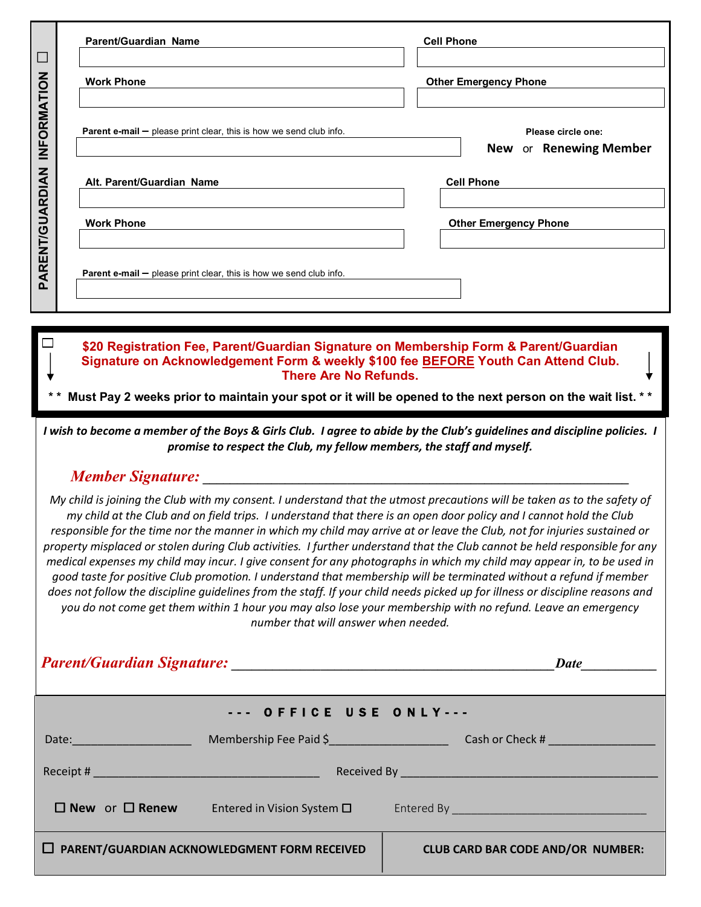## ☐ PARENT/GUARDIAN INFORMATION

**Parent/Guardian Name** ______________________ **Cell Phone** ______________________

**Work Phone** ______________________ **Other Emergency Phone** ______________________

**Parent e-mail –** please print clear, this is how we send club info.

______________________

**Please circle one:**

**New** or **Renewing Member**

**Alt. Parent/Guardian Name** ______________________ **Cell Phone** ______________________

**Work Phone** ______________________ **Other Emergency Phone** ______________________

**Parent e-mail –** please print clear, this is how we send club info.

______________________

---

☐ **$20 Registration Fee, Parent/Guardian Signature on Membership Form & Parent/Guardian Signature on Acknowledgement Form & weekly $100 fee BEFORE Youth Can Attend Club. There Are No Refunds.**

**\* \* Must Pay 2 weeks prior to maintain your spot or it will be opened to the next person on the wait list. \* \***

---

***I wish to become a member of the Boys & Girls Club. I agree to abide by the Club's guidelines and discipline policies. I promise to respect the Club, my fellow members, the staff and myself.***

***Member Signature:*** ______________________________________________

*My child is joining the Club with my consent. I understand that the utmost precautions will be taken as to the safety of my child at the Club and on field trips. I understand that there is an open door policy and I cannot hold the Club responsible for the time nor the manner in which my child may arrive at or leave the Club, not for injuries sustained or property misplaced or stolen during Club activities. I further understand that the Club cannot be held responsible for any medical expenses my child may incur. I give consent for any photographs in which my child may appear in, to be used in good taste for positive Club promotion. I understand that membership will be terminated without a refund if member does not follow the discipline guidelines from the staff. If your child needs picked up for illness or discipline reasons and you do not come get them within 1 hour you may also lose your membership with no refund. Leave an emergency number that will answer when needed.*

***Parent/Guardian Signature:*** ______________________________________ ***Date***__________

---

**- - - OFFICE USE ONLY - - -**

Date:__________________ Membership Fee Paid $__________________ Cash or Check # ________________

Receipt # __________________________________ Received By ______________________________________

**☐ New** or **☐ Renew** Entered in Vision System ☐ Entered By ______________________________

**☐ PARENT/GUARDIAN ACKNOWLEDGMENT FORM RECEIVED**

**CLUB CARD BAR CODE AND/OR NUMBER:**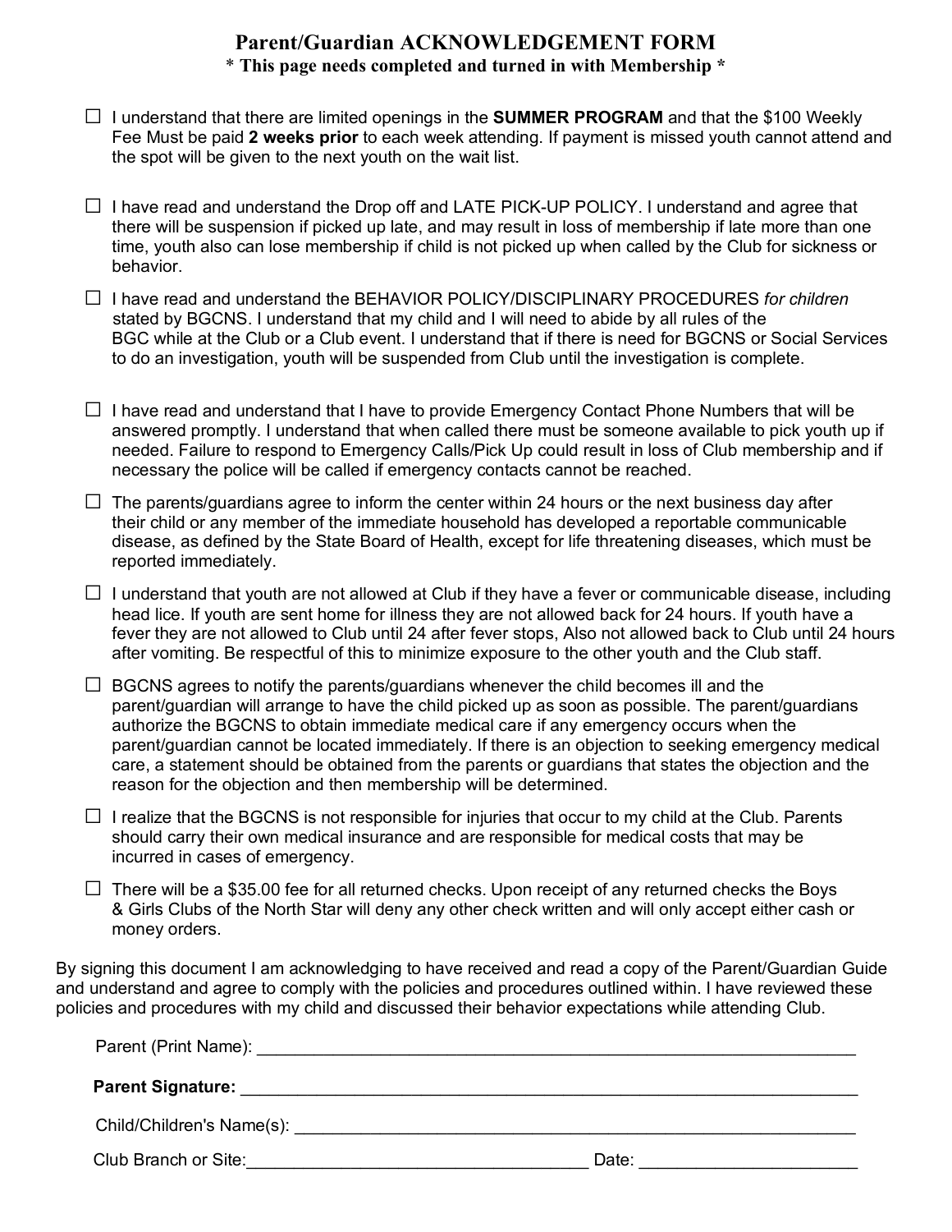# Parent/Guardian ACKNOWLEDGEMENT FORM

**\* This page needs completed and turned in with Membership \***

- ☐ I understand that there are limited openings in the **SUMMER PROGRAM** and that the $100 Weekly Fee Must be paid **2 weeks prior** to each week attending. If payment is missed youth cannot attend and the spot will be given to the next youth on the wait list.
- ☐ I have read and understand the Drop off and LATE PICK-UP POLICY. I understand and agree that there will be suspension if picked up late, and may result in loss of membership if late more than one time, youth also can lose membership if child is not picked up when called by the Club for sickness or behavior.
- ☐ I have read and understand the BEHAVIOR POLICY/DISCIPLINARY PROCEDURES *for children* stated by BGCNS. I understand that my child and I will need to abide by all rules of the BGC while at the Club or a Club event. I understand that if there is need for BGCNS or Social Services to do an investigation, youth will be suspended from Club until the investigation is complete.
- ☐ I have read and understand that I have to provide Emergency Contact Phone Numbers that will be answered promptly. I understand that when called there must be someone available to pick youth up if needed. Failure to respond to Emergency Calls/Pick Up could result in loss of Club membership and if necessary the police will be called if emergency contacts cannot be reached.
- ☐ The parents/guardians agree to inform the center within 24 hours or the next business day after their child or any member of the immediate household has developed a reportable communicable disease, as defined by the State Board of Health, except for life threatening diseases, which must be reported immediately.
- ☐ I understand that youth are not allowed at Club if they have a fever or communicable disease, including head lice. If youth are sent home for illness they are not allowed back for 24 hours. If youth have a fever they are not allowed to Club until 24 after fever stops, Also not allowed back to Club until 24 hours after vomiting. Be respectful of this to minimize exposure to the other youth and the Club staff.
- ☐ BGCNS agrees to notify the parents/guardians whenever the child becomes ill and the parent/guardian will arrange to have the child picked up as soon as possible. The parent/guardians authorize the BGCNS to obtain immediate medical care if any emergency occurs when the parent/guardian cannot be located immediately. If there is an objection to seeking emergency medical care, a statement should be obtained from the parents or guardians that states the objection and the reason for the objection and then membership will be determined.
- ☐ I realize that the BGCNS is not responsible for injuries that occur to my child at the Club. Parents should carry their own medical insurance and are responsible for medical costs that may be incurred in cases of emergency.
- ☐ There will be a $35.00 fee for all returned checks. Upon receipt of any returned checks the Boys & Girls Clubs of the North Star will deny any other check written and will only accept either cash or money orders.

By signing this document I am acknowledging to have received and read a copy of the Parent/Guardian Guide and understand and agree to comply with the policies and procedures outlined within. I have reviewed these policies and procedures with my child and discussed their behavior expectations while attending Club.

Parent (Print Name): ____________________________________________

**Parent Signature:** ____________________________________________

Child/Children's Name(s): ____________________________________________

Club Branch or Site: ______________________________ Date: ____________________